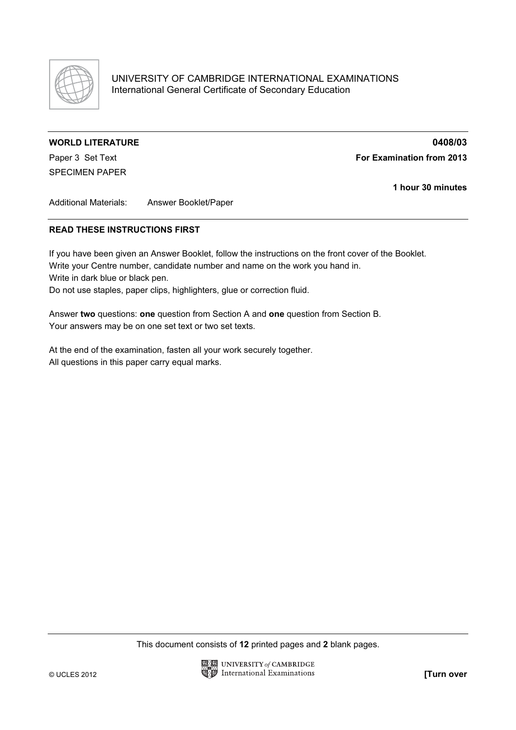UNIVERSITY OF CAMBRIDGE INTERNATIONAL EXAMINATIONS
International General Certificate of Secondary Education

**WORLD LITERATURE** **0408/03**

Paper 3 Set Text **For Examination from 2013**

SPECIMEN PAPER

**1 hour 30 minutes**

Additional Materials: Answer Booklet/Paper

**READ THESE INSTRUCTIONS FIRST**

If you have been given an Answer Booklet, follow the instructions on the front cover of the Booklet.
Write your Centre number, candidate number and name on the work you hand in.
Write in dark blue or black pen.
Do not use staples, paper clips, highlighters, glue or correction fluid.

Answer **two** questions: **one** question from Section A and **one** question from Section B.
Your answers may be on one set text or two set texts.

At the end of the examination, fasten all your work securely together.
All questions in this paper carry equal marks.

This document consists of **12** printed pages and **2** blank pages.

© UCLES 2012

**[Turn over**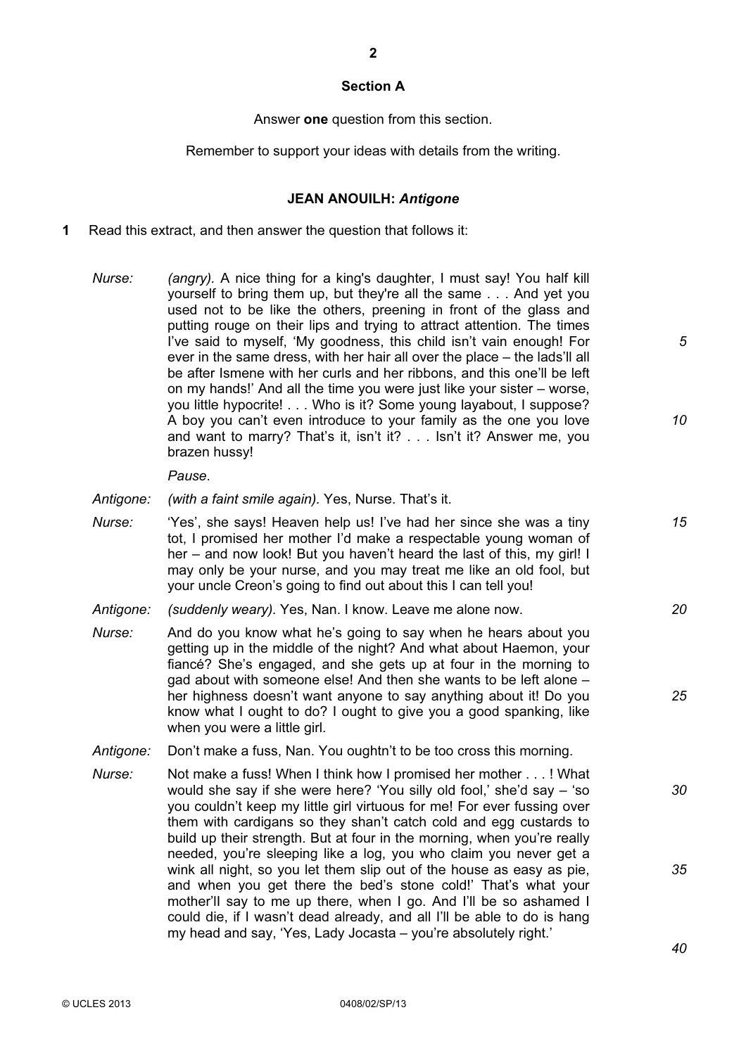## Section A

Answer **one** question from this section.

Remember to support your ideas with details from the writing.

### JEAN ANOUILH: *Antigone*

**1** Read this extract, and then answer the question that follows it:

*Nurse:* *(angry).* A nice thing for a king's daughter, I must say! You half kill yourself to bring them up, but they're all the same . . . And yet you used not to be like the others, preening in front of the glass and putting rouge on their lips and trying to attract attention. The times I've said to myself, 'My goodness, this child isn't vain enough! For ever in the same dress, with her hair all over the place – the lads'll all be after Ismene with her curls and her ribbons, and this one'll be left on my hands!' And all the time you were just like your sister – worse, you little hypocrite! . . . Who is it? Some young layabout, I suppose? A boy you can't even introduce to your family as the one you love and want to marry? That's it, isn't it? . . . Isn't it? Answer me, you brazen hussy!

*Pause.*

*Antigone:* *(with a faint smile again).* Yes, Nurse. That's it.

*Nurse:* 'Yes', she says! Heaven help us! I've had her since she was a tiny tot, I promised her mother I'd make a respectable young woman of her – and now look! But you haven't heard the last of this, my girl! I may only be your nurse, and you may treat me like an old fool, but your uncle Creon's going to find out about this I can tell you!

*Antigone:* *(suddenly weary).* Yes, Nan. I know. Leave me alone now.

*Nurse:* And do you know what he's going to say when he hears about you getting up in the middle of the night? And what about Haemon, your fiancé? She's engaged, and she gets up at four in the morning to gad about with someone else! And then she wants to be left alone – her highness doesn't want anyone to say anything about it! Do you know what I ought to do? I ought to give you a good spanking, like when you were a little girl.

*Antigone:* Don't make a fuss, Nan. You oughtn't to be too cross this morning.

*Nurse:* Not make a fuss! When I think how I promised her mother . . . ! What would she say if she were here? 'You silly old fool,' she'd say – 'so you couldn't keep my little girl virtuous for me! For ever fussing over them with cardigans so they shan't catch cold and egg custards to build up their strength. But at four in the morning, when you're really needed, you're sleeping like a log, you who claim you never get a wink all night, so you let them slip out of the house as easy as pie, and when you get there the bed's stone cold!' That's what your mother'll say to me up there, when I go. And I'll be so ashamed I could die, if I wasn't dead already, and all I'll be able to do is hang my head and say, 'Yes, Lady Jocasta – you're absolutely right.'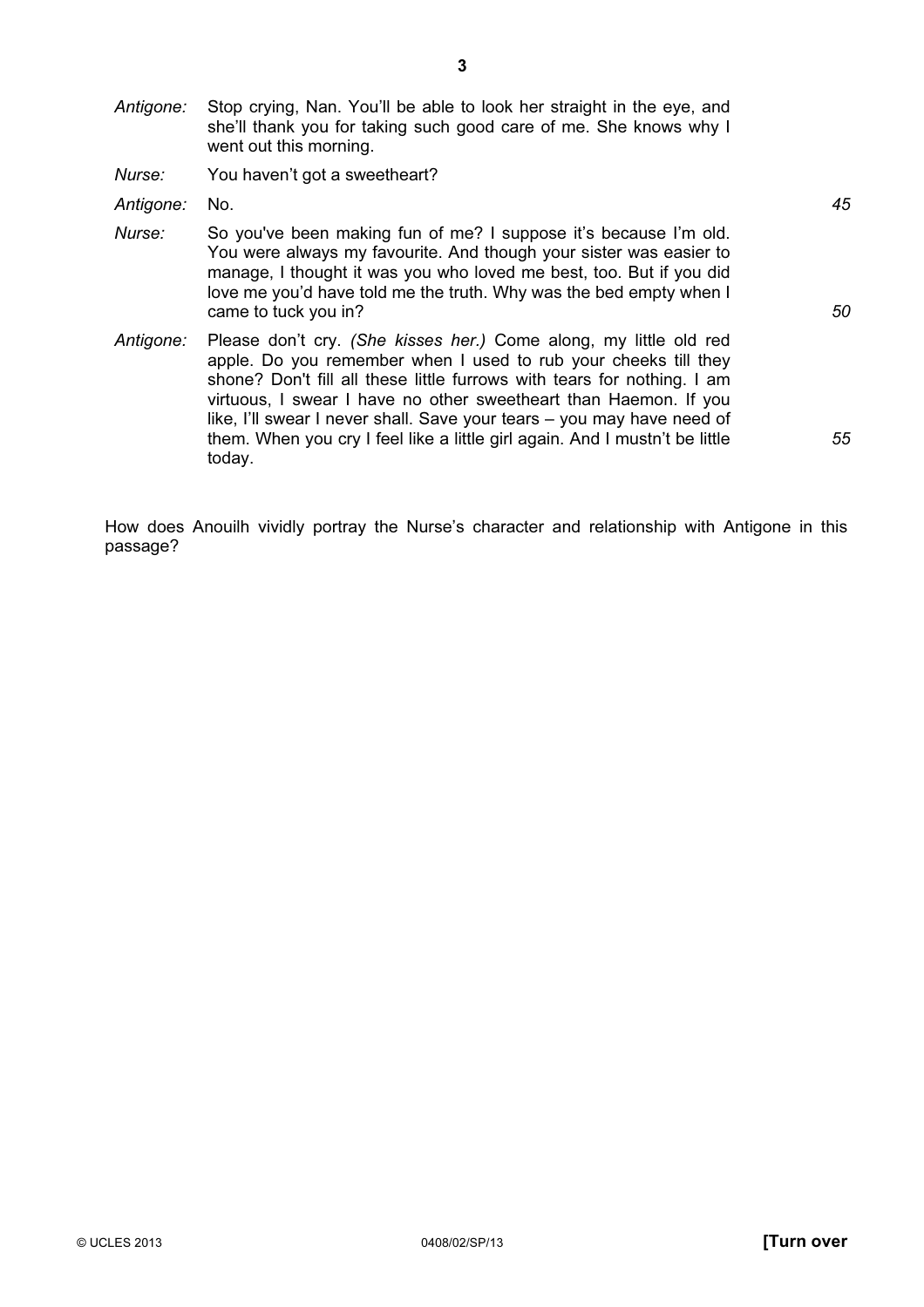*Antigone:* Stop crying, Nan. You'll be able to look her straight in the eye, and she'll thank you for taking such good care of me. She knows why I went out this morning.

*Nurse:* You haven't got a sweetheart?

*Antigone:* No. *45*

*Nurse:* So you've been making fun of me? I suppose it's because I'm old. You were always my favourite. And though your sister was easier to manage, I thought it was you who loved me best, too. But if you did love me you'd have told me the truth. Why was the bed empty when I came to tuck you in? *50*

*Antigone:* Please don't cry. *(She kisses her.)* Come along, my little old red apple. Do you remember when I used to rub your cheeks till they shone? Don't fill all these little furrows with tears for nothing. I am virtuous, I swear I have no other sweetheart than Haemon. If you like, I'll swear I never shall. Save your tears – you may have need of them. When you cry I feel like a little girl again. And I mustn't be little today. *55*

How does Anouilh vividly portray the Nurse's character and relationship with Antigone in this passage?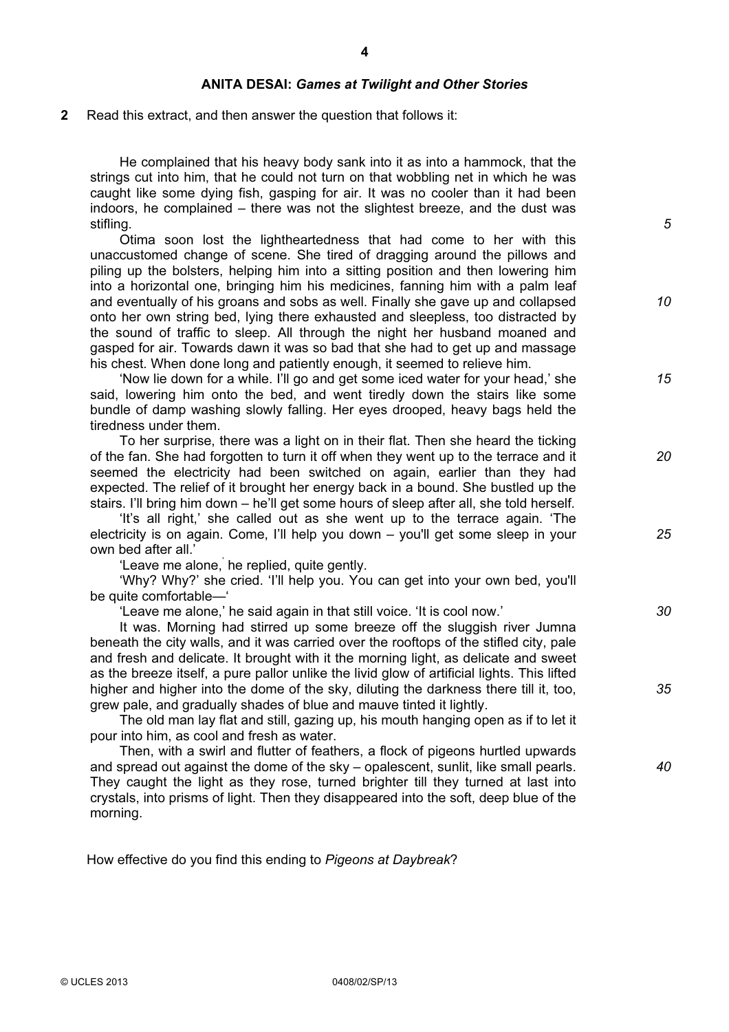## ANITA DESAI: *Games at Twilight and Other Stories*

**2** Read this extract, and then answer the question that follows it:

He complained that his heavy body sank into it as into a hammock, that the strings cut into him, that he could not turn on that wobbling net in which he was caught like some dying fish, gasping for air. It was no cooler than it had been indoors, he complained – there was not the slightest breeze, and the dust was stifling.

Otima soon lost the lightheartedness that had come to her with this unaccustomed change of scene. She tired of dragging around the pillows and piling up the bolsters, helping him into a sitting position and then lowering him into a horizontal one, bringing him his medicines, fanning him with a palm leaf and eventually of his groans and sobs as well. Finally she gave up and collapsed onto her own string bed, lying there exhausted and sleepless, too distracted by the sound of traffic to sleep. All through the night her husband moaned and gasped for air. Towards dawn it was so bad that she had to get up and massage his chest. When done long and patiently enough, it seemed to relieve him.

'Now lie down for a while. I'll go and get some iced water for your head,' she said, lowering him onto the bed, and went tiredly down the stairs like some bundle of damp washing slowly falling. Her eyes drooped, heavy bags held the tiredness under them.

To her surprise, there was a light on in their flat. Then she heard the ticking of the fan. She had forgotten to turn it off when they went up to the terrace and it seemed the electricity had been switched on again, earlier than they had expected. The relief of it brought her energy back in a bound. She bustled up the stairs. I'll bring him down – he'll get some hours of sleep after all, she told herself.

'It's all right,' she called out as she went up to the terrace again. 'The electricity is on again. Come, I'll help you down – you'll get some sleep in your own bed after all.'

'Leave me alone,' he replied, quite gently.

'Why? Why?' she cried. 'I'll help you. You can get into your own bed, you'll be quite comfortable—'

'Leave me alone,' he said again in that still voice. 'It is cool now.'

It was. Morning had stirred up some breeze off the sluggish river Jumna beneath the city walls, and it was carried over the rooftops of the stifled city, pale and fresh and delicate. It brought with it the morning light, as delicate and sweet as the breeze itself, a pure pallor unlike the livid glow of artificial lights. This lifted higher and higher into the dome of the sky, diluting the darkness there till it, too, grew pale, and gradually shades of blue and mauve tinted it lightly.

The old man lay flat and still, gazing up, his mouth hanging open as if to let it pour into him, as cool and fresh as water.

Then, with a swirl and flutter of feathers, a flock of pigeons hurtled upwards and spread out against the dome of the sky – opalescent, sunlit, like small pearls. They caught the light as they rose, turned brighter till they turned at last into crystals, into prisms of light. Then they disappeared into the soft, deep blue of the morning.

How effective do you find this ending to *Pigeons at Daybreak*?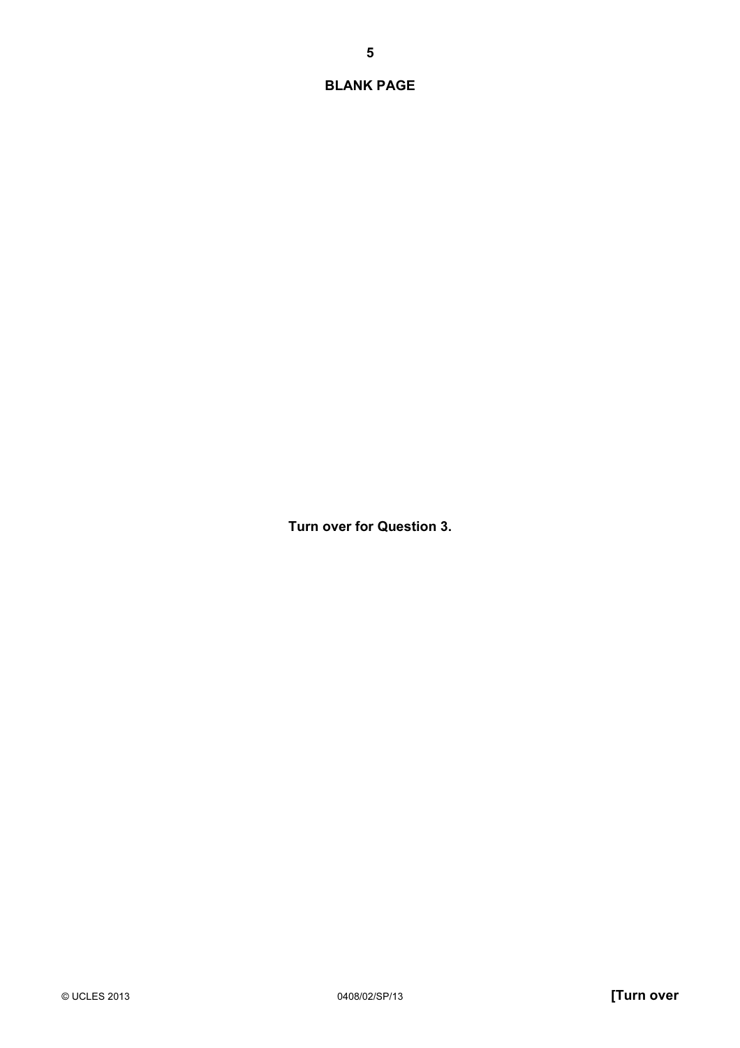**BLANK PAGE**

**Turn over for Question 3.**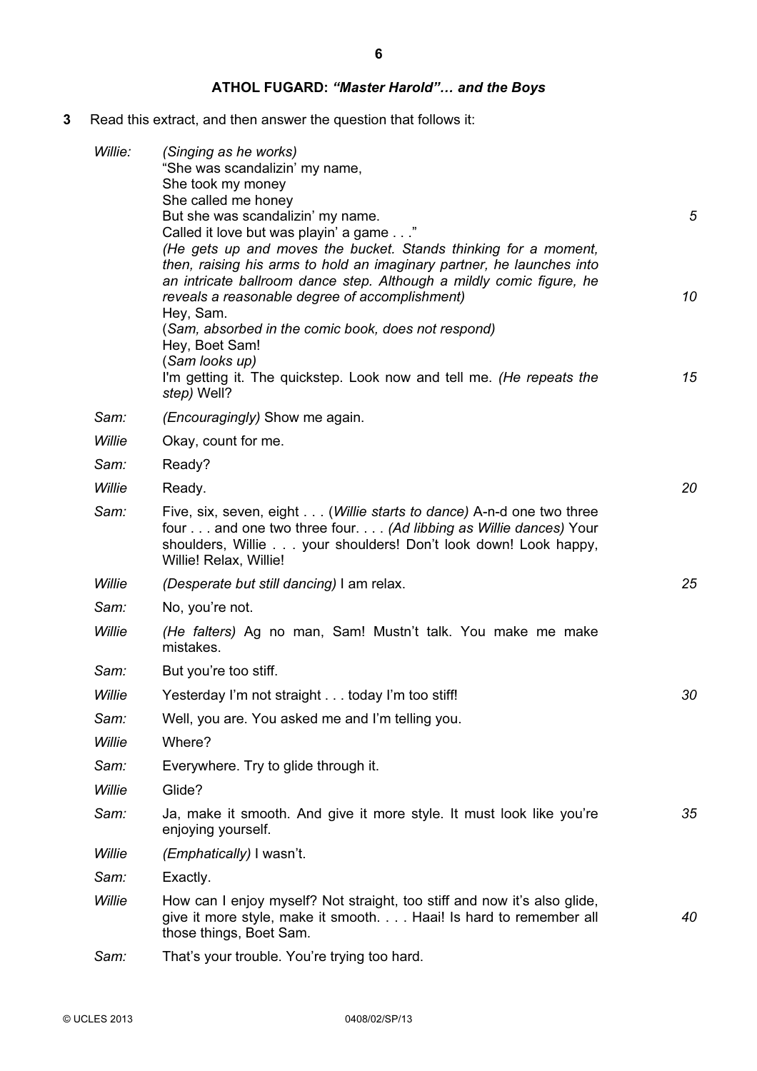### ATHOL FUGARD: *"Master Harold"… and the Boys*

**3** Read this extract, and then answer the question that follows it:

*Willie:* *(Singing as he works)*
"She was scandalizin' my name,
She took my money
She called me honey
But she was scandalizin' my name. 5
Called it love but was playin' a game . . ."
*(He gets up and moves the bucket. Stands thinking for a moment, then, raising his arms to hold an imaginary partner, he launches into an intricate ballroom dance step. Although a mildly comic figure, he reveals a reasonable degree of accomplishment)* 10
Hey, Sam.
(*Sam, absorbed in the comic book, does not respond)*
Hey, Boet Sam!
(*Sam looks up)*
I'm getting it. The quickstep. Look now and tell me. *(He repeats the step)* Well? 15

*Sam:* *(Encouragingly)* Show me again.

*Willie* Okay, count for me.

*Sam:* Ready?

*Willie* Ready. 20

*Sam:* Five, six, seven, eight . . . (*Willie starts to dance)* A-n-d one two three four . . . and one two three four. . . . *(Ad libbing as Willie dances)* Your shoulders, Willie . . . your shoulders! Don't look down! Look happy, Willie! Relax, Willie!

*Willie* *(Desperate but still dancing)* I am relax. 25

*Sam:* No, you're not.

*Willie* *(He falters)* Ag no man, Sam! Mustn't talk. You make me make mistakes.

*Sam:* But you're too stiff.

*Willie* Yesterday I'm not straight . . . today I'm too stiff! 30

*Sam:* Well, you are. You asked me and I'm telling you.

*Willie* Where?

*Sam:* Everywhere. Try to glide through it.

*Willie* Glide?

*Sam:* Ja, make it smooth. And give it more style. It must look like you're enjoying yourself. 35

*Willie* *(Emphatically)* I wasn't.

*Sam:* Exactly.

*Willie* How can I enjoy myself? Not straight, too stiff and now it's also glide, give it more style, make it smooth. . . . Haai! Is hard to remember all those things, Boet Sam. 40

*Sam:* That's your trouble. You're trying too hard.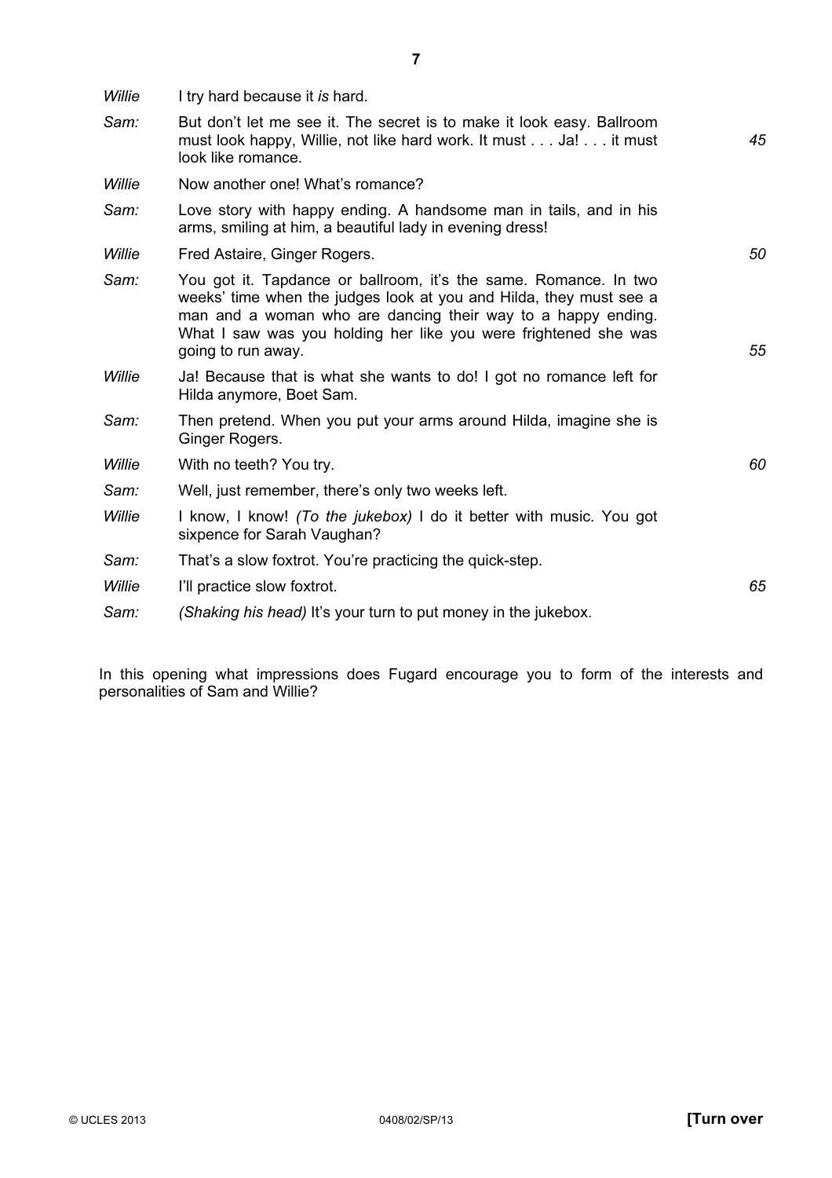| | | |
|---|---|---|
| *Willie* | I try hard because it *is* hard. | |
| *Sam:* | But don't let me see it. The secret is to make it look easy. Ballroom must look happy, Willie, not like hard work. It must . . . Ja! . . . it must look like romance. | *45* |
| *Willie* | Now another one! What's romance? | |
| *Sam:* | Love story with happy ending. A handsome man in tails, and in his arms, smiling at him, a beautiful lady in evening dress! | |
| *Willie* | Fred Astaire, Ginger Rogers. | *50* |
| *Sam:* | You got it. Tapdance or ballroom, it's the same. Romance. In two weeks' time when the judges look at you and Hilda, they must see a man and a woman who are dancing their way to a happy ending. What I saw was you holding her like you were frightened she was going to run away. | *55* |
| *Willie* | Ja! Because that is what she wants to do! I got no romance left for Hilda anymore, Boet Sam. | |
| *Sam:* | Then pretend. When you put your arms around Hilda, imagine she is Ginger Rogers. | |
| *Willie* | With no teeth? You try. | *60* |
| *Sam:* | Well, just remember, there's only two weeks left. | |
| *Willie* | I know, I know! *(To the jukebox)* I do it better with music. You got sixpence for Sarah Vaughan? | |
| *Sam:* | That's a slow foxtrot. You're practicing the quick-step. | |
| *Willie* | I'll practice slow foxtrot. | *65* |
| *Sam:* | *(Shaking his head)* It's your turn to put money in the jukebox. | |

In this opening what impressions does Fugard encourage you to form of the interests and personalities of Sam and Willie?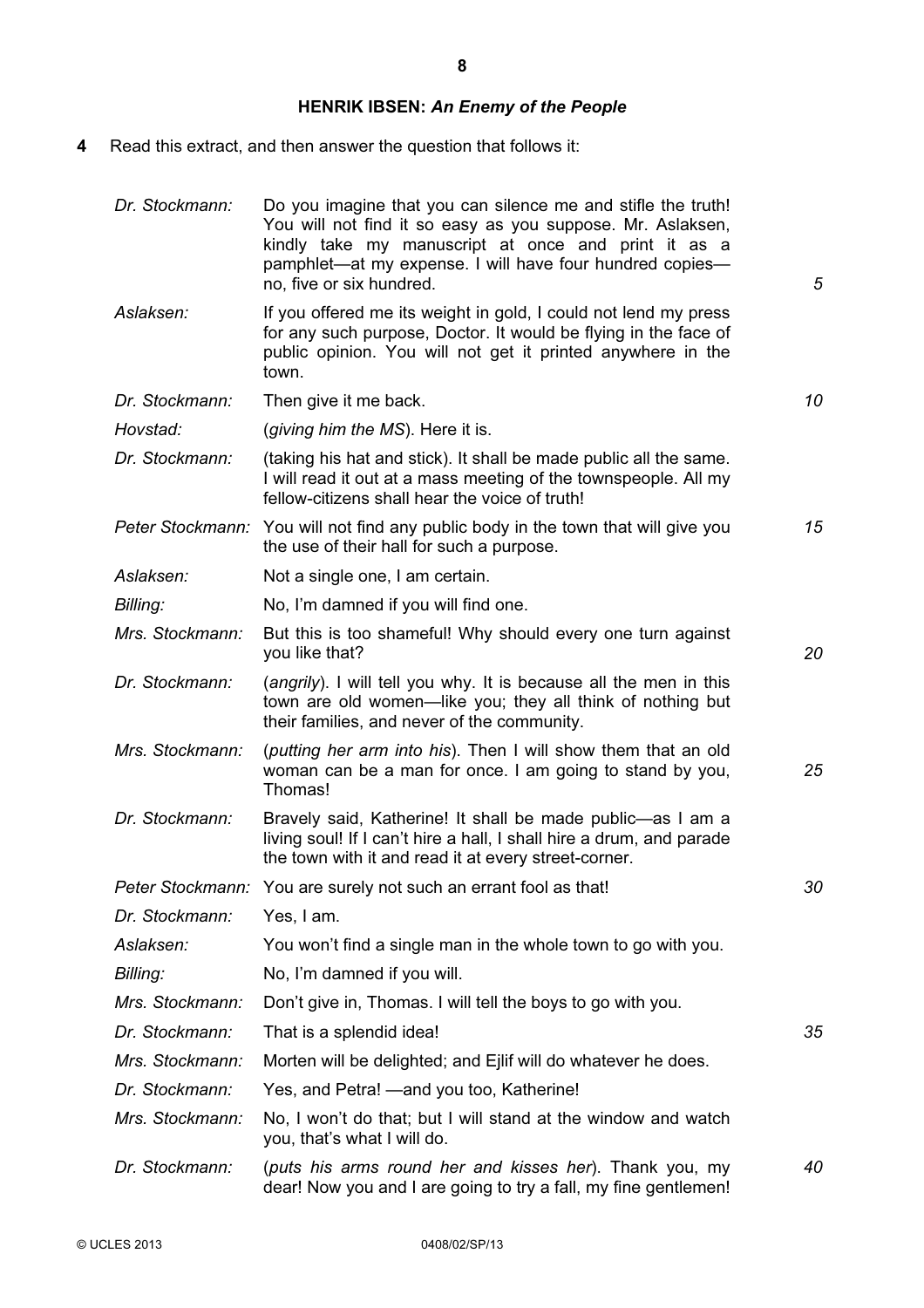## HENRIK IBSEN: *An Enemy of the People*

**4** Read this extract, and then answer the question that follows it:

| | | |
|---|---|---|
| *Dr. Stockmann:* | Do you imagine that you can silence me and stifle the truth! You will not find it so easy as you suppose. Mr. Aslaksen, kindly take my manuscript at once and print it as a pamphlet—at my expense. I will have four hundred copies—no, five or six hundred. | *5* |
| *Aslaksen:* | If you offered me its weight in gold, I could not lend my press for any such purpose, Doctor. It would be flying in the face of public opinion. You will not get it printed anywhere in the town. | |
| *Dr. Stockmann:* | Then give it me back. | *10* |
| *Hovstad:* | (*giving him the MS*). Here it is. | |
| *Dr. Stockmann:* | (taking his hat and stick). It shall be made public all the same. I will read it out at a mass meeting of the townspeople. All my fellow-citizens shall hear the voice of truth! | |
| *Peter Stockmann:* | You will not find any public body in the town that will give you the use of their hall for such a purpose. | *15* |
| *Aslaksen:* | Not a single one, I am certain. | |
| *Billing:* | No, I'm damned if you will find one. | |
| *Mrs. Stockmann:* | But this is too shameful! Why should every one turn against you like that? | *20* |
| *Dr. Stockmann:* | (*angrily*). I will tell you why. It is because all the men in this town are old women—like you; they all think of nothing but their families, and never of the community. | |
| *Mrs. Stockmann:* | (*putting her arm into his*). Then I will show them that an old woman can be a man for once. I am going to stand by you, Thomas! | *25* |
| *Dr. Stockmann:* | Bravely said, Katherine! It shall be made public—as I am a living soul! If I can't hire a hall, I shall hire a drum, and parade the town with it and read it at every street-corner. | |
| *Peter Stockmann:* | You are surely not such an errant fool as that! | *30* |
| *Dr. Stockmann:* | Yes, I am. | |
| *Aslaksen:* | You won't find a single man in the whole town to go with you. | |
| *Billing:* | No, I'm damned if you will. | |
| *Mrs. Stockmann:* | Don't give in, Thomas. I will tell the boys to go with you. | |
| *Dr. Stockmann:* | That is a splendid idea! | *35* |
| *Mrs. Stockmann:* | Morten will be delighted; and Ejlif will do whatever he does. | |
| *Dr. Stockmann:* | Yes, and Petra! —and you too, Katherine! | |
| *Mrs. Stockmann:* | No, I won't do that; but I will stand at the window and watch you, that's what I will do. | |
| *Dr. Stockmann:* | (*puts his arms round her and kisses her*). Thank you, my dear! Now you and I are going to try a fall, my fine gentlemen! | *40* |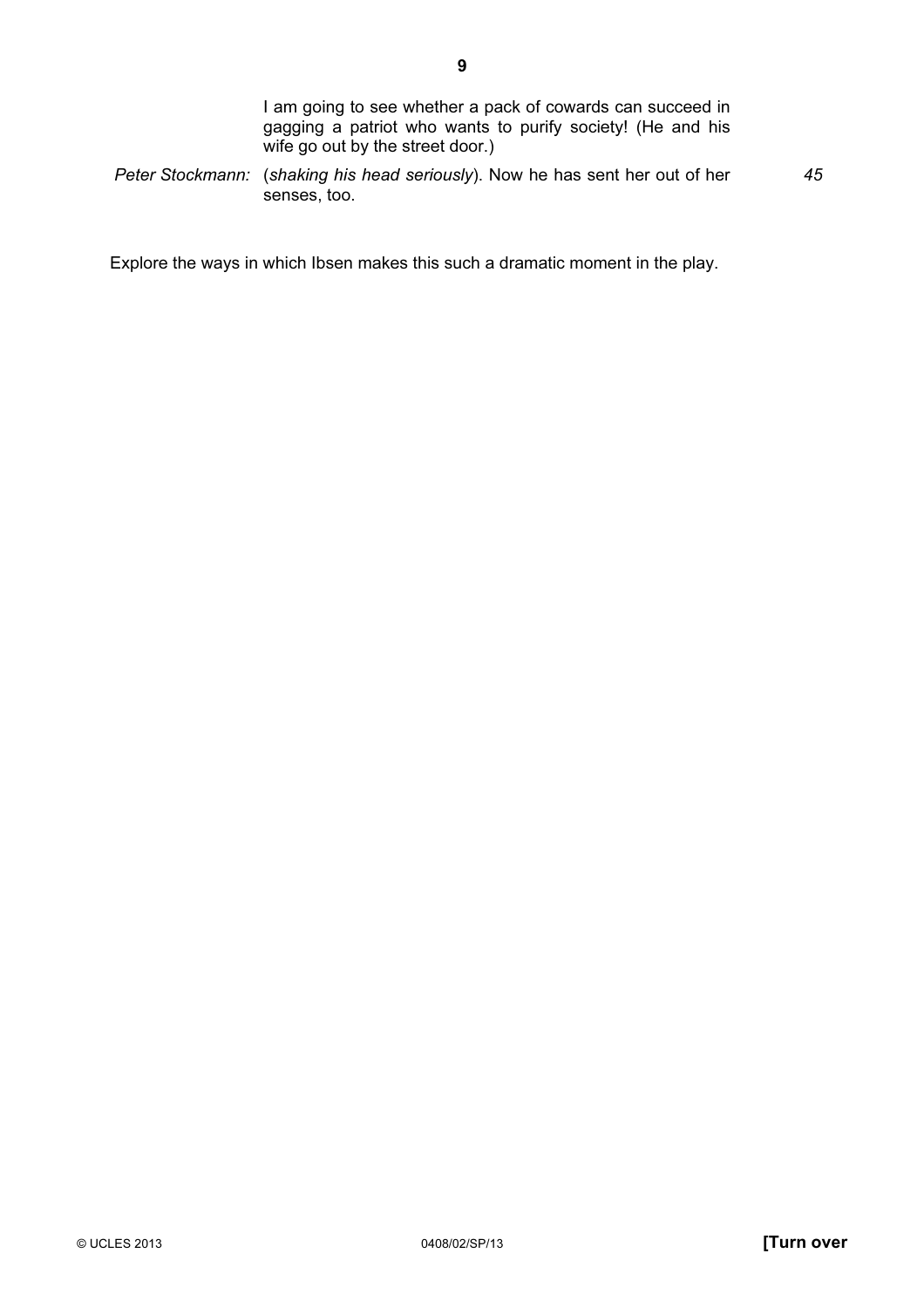I am going to see whether a pack of cowards can succeed in gagging a patriot who wants to purify society! (He and his wife go out by the street door.)

*Peter Stockmann:* (*shaking his head seriously*). Now he has sent her out of her senses, too. *45*

Explore the ways in which Ibsen makes this such a dramatic moment in the play.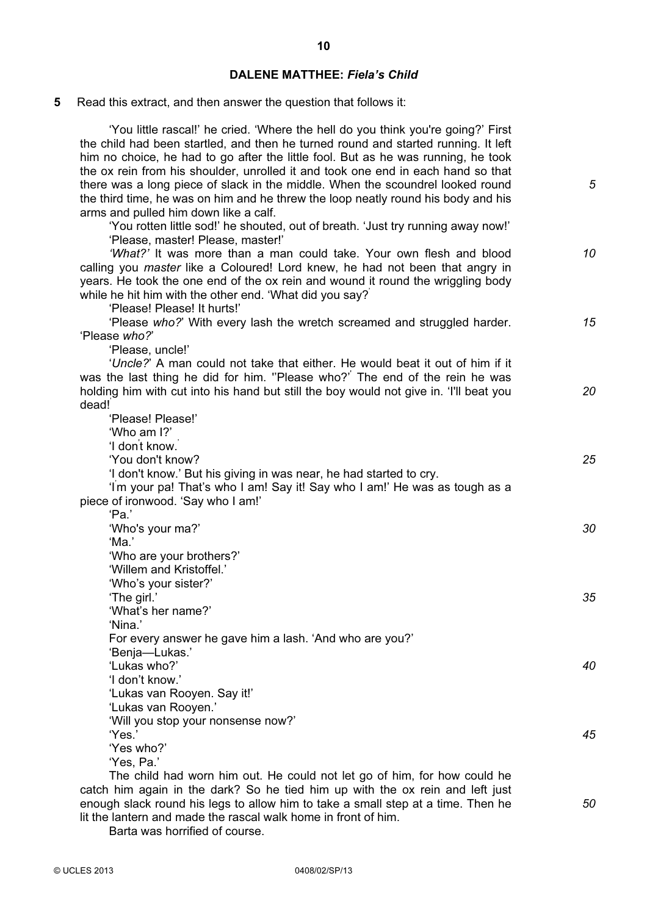## DALENE MATTHEE: *Fiela's Child*

**5** Read this extract, and then answer the question that follows it:

'You little rascal!' he cried. 'Where the hell do you think you're going?' First the child had been startled, and then he turned round and started running. It left him no choice, he had to go after the little fool. But as he was running, he took the ox rein from his shoulder, unrolled it and took one end in each hand so that there was a long piece of slack in the middle. When the scoundrel looked round the third time, he was on him and he threw the loop neatly round his body and his arms and pulled him down like a calf. *5*

'You rotten little sod!' he shouted, out of breath. 'Just try running away now!'

'Please, master! Please, master!'

*'What?'* It was more than a man could take. Your own flesh and blood calling you *master* like a Coloured! Lord knew, he had not been that angry in years. He took the one end of the ox rein and wound it round the wriggling body while he hit him with the other end. 'What did you say?' *10*

'Please! Please! It hurts!'

'Please *who?*' With every lash the wretch screamed and struggled harder. 'Please *who?*' *15*

'Please, uncle!'

'*Uncle?*' A man could not take that either. He would beat it out of him if it was the last thing he did for him. ''Please who?' The end of the rein he was holding him with cut into his hand but still the boy would not give in. 'I'll beat you dead! *20*

'Please! Please!'

'Who am I?'

'I don't know.'

'You don't know? *25*

'I don't know.' But his giving in was near, he had started to cry.

'I'm your pa! That's who I am! Say it! Say who I am!' He was as tough as a piece of ironwood. 'Say who I am!'

'Pa.'

'Who's your ma?' *30*

'Ma.'

'Who are your brothers?'

'Willem and Kristoffel.'

'Who's your sister?'

'The girl.' *35*

'What's her name?'

'Nina.'

For every answer he gave him a lash. 'And who are you?'

'Benja—Lukas.'

'Lukas who?' *40*

'I don't know.'

'Lukas van Rooyen. Say it!'

'Lukas van Rooyen.'

'Will you stop your nonsense now?'

'Yes.' *45*

'Yes who?'

'Yes, Pa.'

The child had worn him out. He could not let go of him, for how could he catch him again in the dark? So he tied him up with the ox rein and left just enough slack round his legs to allow him to take a small step at a time. Then he lit the lantern and made the rascal walk home in front of him. *50*

Barta was horrified of course.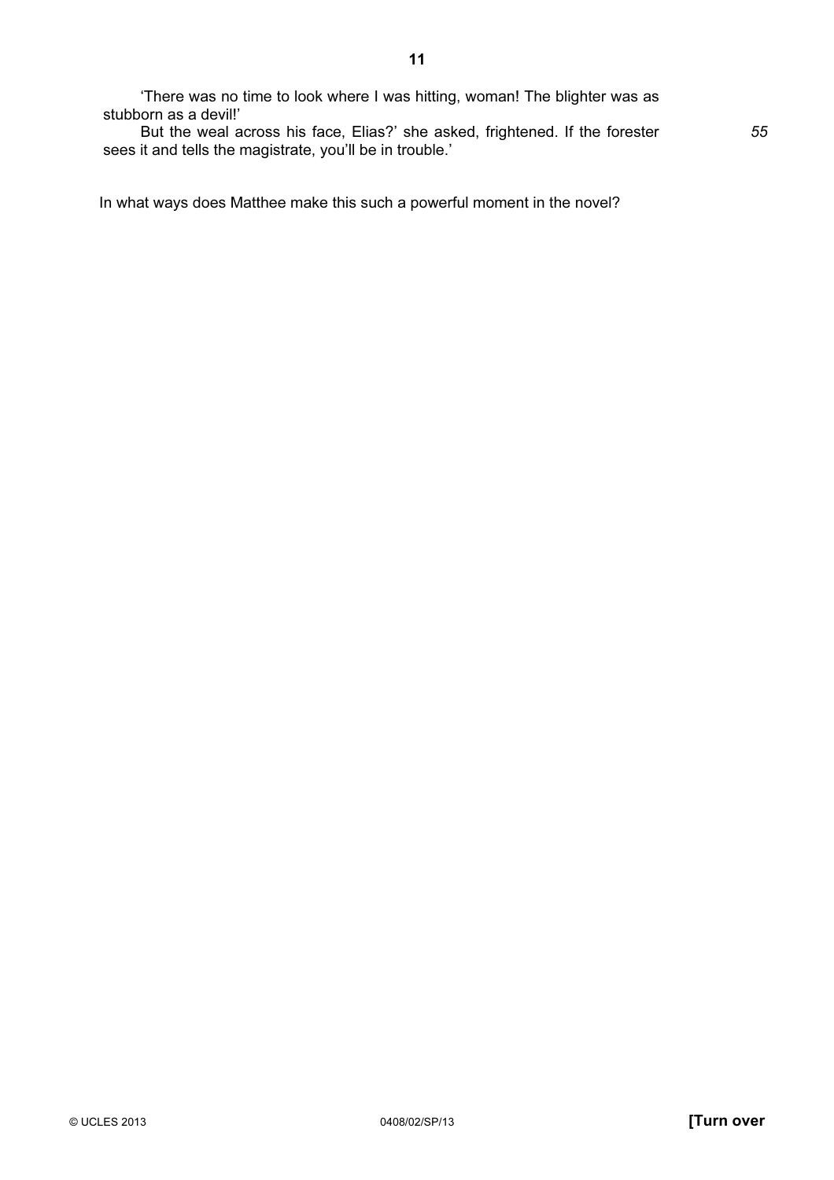'There was no time to look where I was hitting, woman! The blighter was as stubborn as a devil!'

But the weal across his face, Elias?' she asked, frightened. If the forester sees it and tells the magistrate, you'll be in trouble.' *55*

In what ways does Matthee make this such a powerful moment in the novel?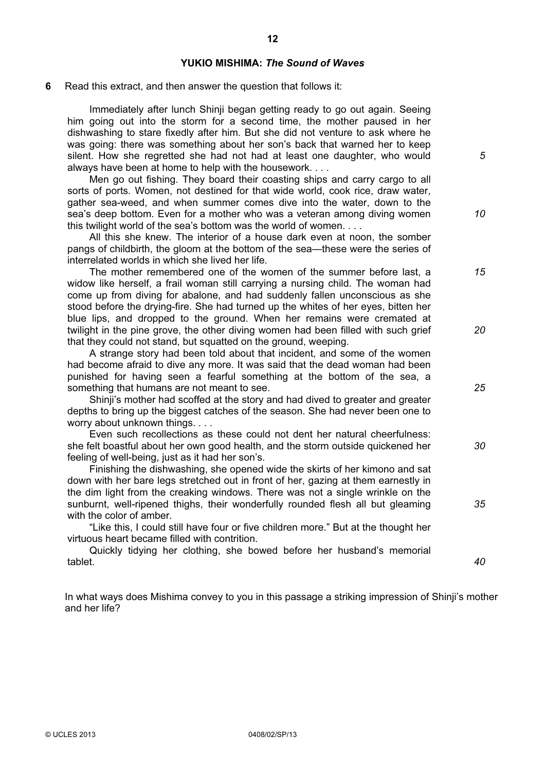## YUKIO MISHIMA: *The Sound of Waves*

**6** Read this extract, and then answer the question that follows it:

Immediately after lunch Shinji began getting ready to go out again. Seeing him going out into the storm for a second time, the mother paused in her dishwashing to stare fixedly after him. But she did not venture to ask where he was going: there was something about her son's back that warned her to keep silent. How she regretted she had not had at least one daughter, who would always have been at home to help with the housework. . . .

Men go out fishing. They board their coasting ships and carry cargo to all sorts of ports. Women, not destined for that wide world, cook rice, draw water, gather sea-weed, and when summer comes dive into the water, down to the sea's deep bottom. Even for a mother who was a veteran among diving women this twilight world of the sea's bottom was the world of women. . . .

All this she knew. The interior of a house dark even at noon, the somber pangs of childbirth, the gloom at the bottom of the sea—these were the series of interrelated worlds in which she lived her life.

The mother remembered one of the women of the summer before last, a widow like herself, a frail woman still carrying a nursing child. The woman had come up from diving for abalone, and had suddenly fallen unconscious as she stood before the drying-fire. She had turned up the whites of her eyes, bitten her blue lips, and dropped to the ground. When her remains were cremated at twilight in the pine grove, the other diving women had been filled with such grief that they could not stand, but squatted on the ground, weeping.

A strange story had been told about that incident, and some of the women had become afraid to dive any more. It was said that the dead woman had been punished for having seen a fearful something at the bottom of the sea, a something that humans are not meant to see.

Shinji's mother had scoffed at the story and had dived to greater and greater depths to bring up the biggest catches of the season. She had never been one to worry about unknown things. . . .

Even such recollections as these could not dent her natural cheerfulness: she felt boastful about her own good health, and the storm outside quickened her feeling of well-being, just as it had her son's.

Finishing the dishwashing, she opened wide the skirts of her kimono and sat down with her bare legs stretched out in front of her, gazing at them earnestly in the dim light from the creaking windows. There was not a single wrinkle on the sunburnt, well-ripened thighs, their wonderfully rounded flesh all but gleaming with the color of amber.

"Like this, I could still have four or five children more." But at the thought her virtuous heart became filled with contrition.

Quickly tidying her clothing, she bowed before her husband's memorial tablet.

In what ways does Mishima convey to you in this passage a striking impression of Shinji's mother and her life?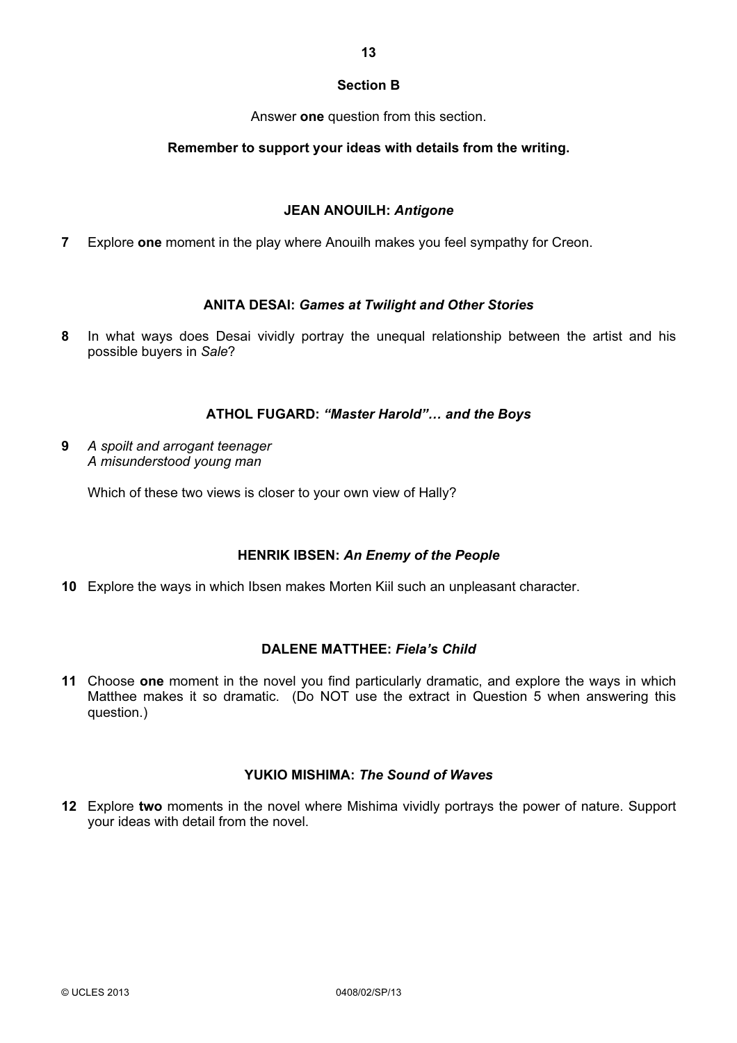## Section B

Answer **one** question from this section.

**Remember to support your ideas with details from the writing.**

### JEAN ANOUILH: *Antigone*

**7** Explore **one** moment in the play where Anouilh makes you feel sympathy for Creon.

### ANITA DESAI: *Games at Twilight and Other Stories*

**8** In what ways does Desai vividly portray the unequal relationship between the artist and his possible buyers in *Sale*?

### ATHOL FUGARD: *"Master Harold"… and the Boys*

**9** *A spoilt and arrogant teenager*
*A misunderstood young man*

Which of these two views is closer to your own view of Hally?

### HENRIK IBSEN: *An Enemy of the People*

**10** Explore the ways in which Ibsen makes Morten Kiil such an unpleasant character.

### DALENE MATTHEE: *Fiela's Child*

**11** Choose **one** moment in the novel you find particularly dramatic, and explore the ways in which Matthee makes it so dramatic. (Do NOT use the extract in Question 5 when answering this question.)

### YUKIO MISHIMA: *The Sound of Waves*

**12** Explore **two** moments in the novel where Mishima vividly portrays the power of nature. Support your ideas with detail from the novel.

© UCLES 2013 0408/02/SP/13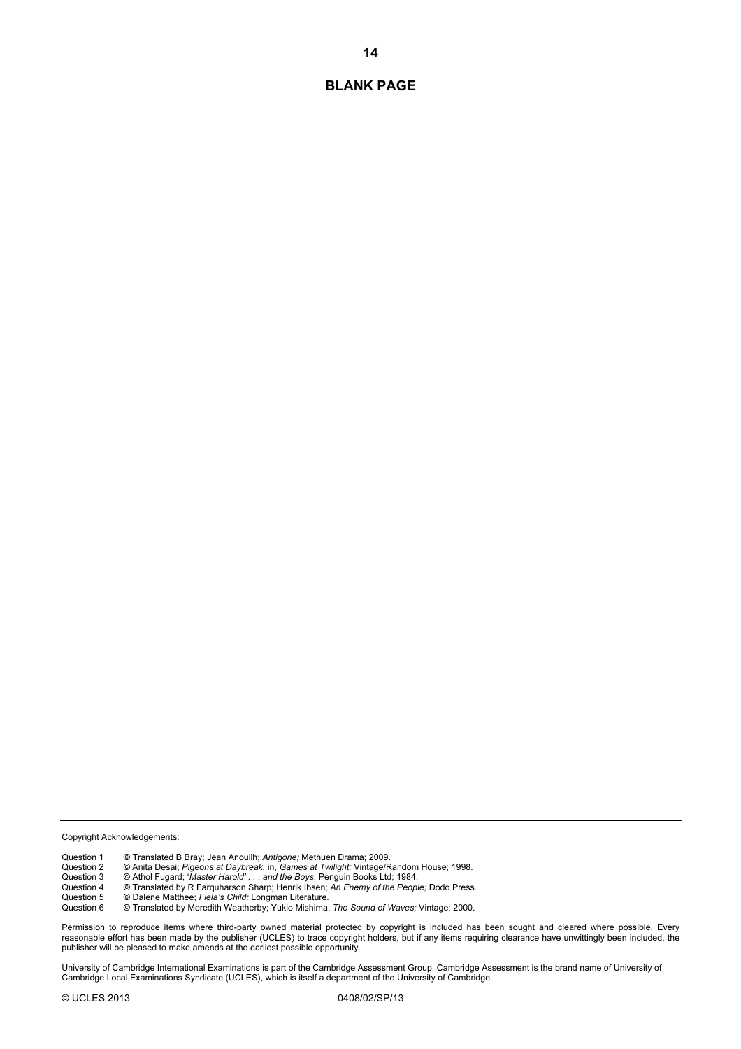**BLANK PAGE**

Copyright Acknowledgements:

Question 1 © Translated B Bray; Jean Anouilh; *Antigone;* Methuen Drama; 2009.
Question 2 © Anita Desai; *Pigeons at Daybreak,* in, *Games at Twilight;* Vintage/Random House; 1998.
Question 3 © Athol Fugard; '*Master Harold' . . . and the Boys*; Penguin Books Ltd; 1984.
Question 4 © Translated by R Farquharson Sharp; Henrik Ibsen; *An Enemy of the People;* Dodo Press.
Question 5 © Dalene Matthee; *Fiela's Child;* Longman Literature.
Question 6 © Translated by Meredith Weatherby; Yukio Mishima, *The Sound of Waves;* Vintage; 2000.

Permission to reproduce items where third-party owned material protected by copyright is included has been sought and cleared where possible. Every reasonable effort has been made by the publisher (UCLES) to trace copyright holders, but if any items requiring clearance have unwittingly been included, the publisher will be pleased to make amends at the earliest possible opportunity.

University of Cambridge International Examinations is part of the Cambridge Assessment Group. Cambridge Assessment is the brand name of University of Cambridge Local Examinations Syndicate (UCLES), which is itself a department of the University of Cambridge.